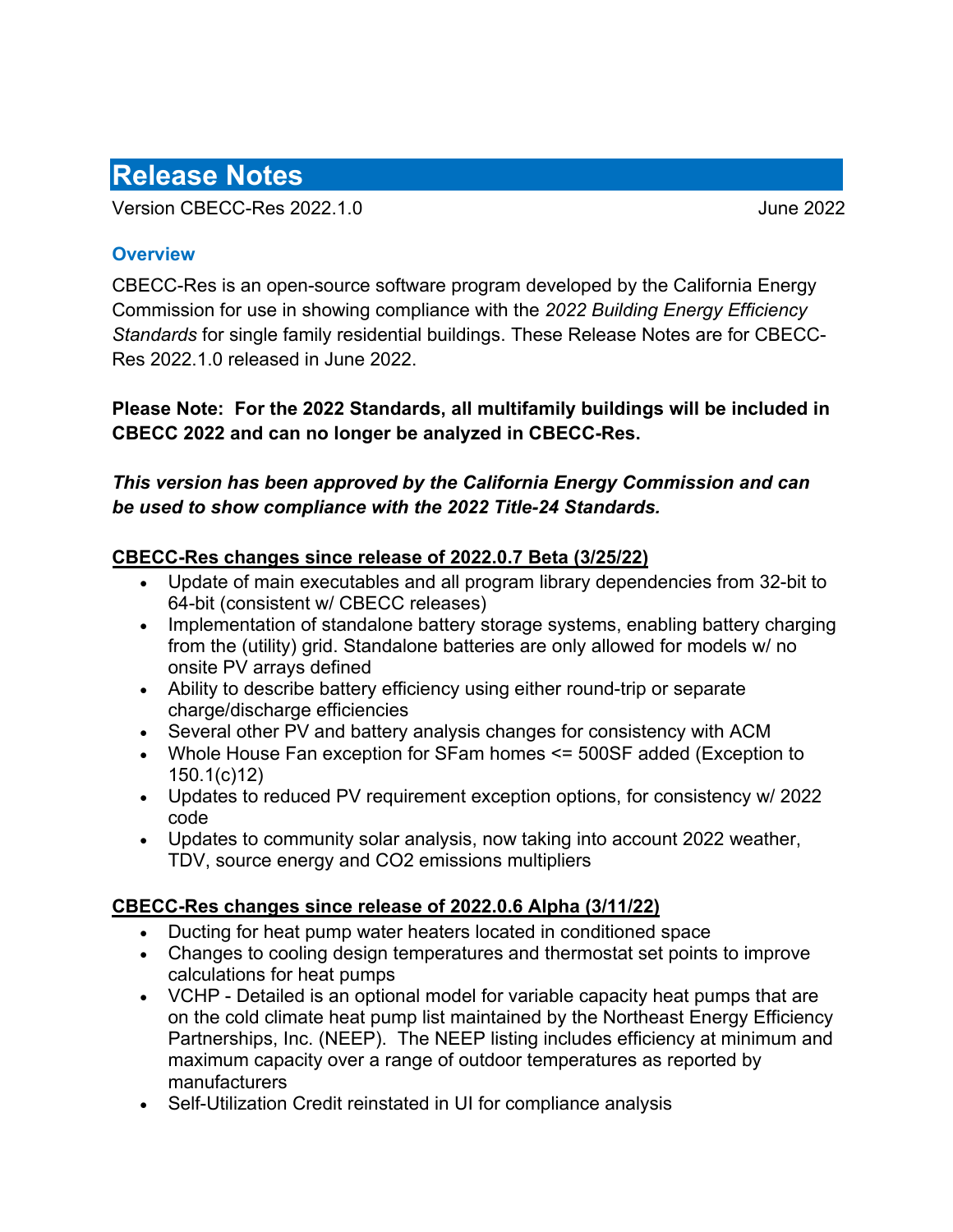# Release Notes

Version CBECC-Res 2022.1.0 June 2022

## Overview

CBECC-Res is an open-source software program developed by the California Energy Commission for use in showing compliance with the *2022 Building Energy Efficiency Standards* for single family residential buildings. These Release Notes are for CBECC-Res 2022.1.0 released in June 2022.

**Please Note: For the 2022 Standards, all multifamily buildings will be included in CBECC 2022 and can no longer be analyzed in CBECC-Res.**

***This version has been approved by the California Energy Commission and can be used to show compliance with the 2022 Title-24 Standards.***

**CBECC-Res changes since release of 2022.0.7 Beta (3/25/22)**

- Update of main executables and all program library dependencies from 32-bit to 64-bit (consistent w/ CBECC releases)
- Implementation of standalone battery storage systems, enabling battery charging from the (utility) grid. Standalone batteries are only allowed for models w/ no onsite PV arrays defined
- Ability to describe battery efficiency using either round-trip or separate charge/discharge efficiencies
- Several other PV and battery analysis changes for consistency with ACM
- Whole House Fan exception for SFam homes <= 500SF added (Exception to 150.1(c)12)
- Updates to reduced PV requirement exception options, for consistency w/ 2022 code
- Updates to community solar analysis, now taking into account 2022 weather, TDV, source energy and CO2 emissions multipliers

**CBECC-Res changes since release of 2022.0.6 Alpha (3/11/22)**

- Ducting for heat pump water heaters located in conditioned space
- Changes to cooling design temperatures and thermostat set points to improve calculations for heat pumps
- VCHP - Detailed is an optional model for variable capacity heat pumps that are on the cold climate heat pump list maintained by the Northeast Energy Efficiency Partnerships, Inc. (NEEP). The NEEP listing includes efficiency at minimum and maximum capacity over a range of outdoor temperatures as reported by manufacturers
- Self-Utilization Credit reinstated in UI for compliance analysis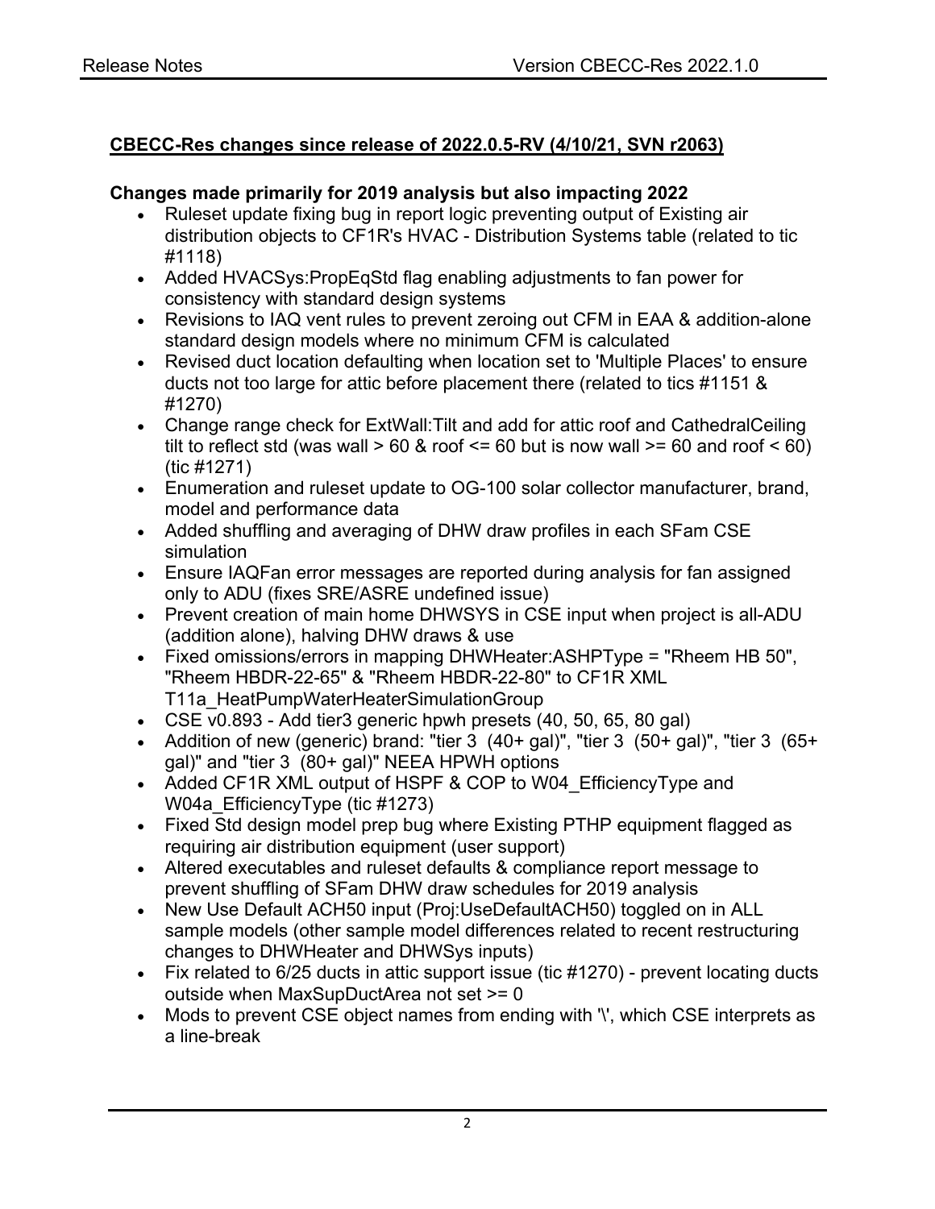**CBECC-Res changes since release of 2022.0.5-RV (4/10/21, SVN r2063)**

**Changes made primarily for 2019 analysis but also impacting 2022**

- Ruleset update fixing bug in report logic preventing output of Existing air distribution objects to CF1R's HVAC - Distribution Systems table (related to tic #1118)
- Added HVACSys:PropEqStd flag enabling adjustments to fan power for consistency with standard design systems
- Revisions to IAQ vent rules to prevent zeroing out CFM in EAA & addition-alone standard design models where no minimum CFM is calculated
- Revised duct location defaulting when location set to 'Multiple Places' to ensure ducts not too large for attic before placement there (related to tics #1151 & #1270)
- Change range check for ExtWall:Tilt and add for attic roof and CathedralCeiling tilt to reflect std (was wall > 60 & roof <= 60 but is now wall >= 60 and roof < 60) (tic #1271)
- Enumeration and ruleset update to OG-100 solar collector manufacturer, brand, model and performance data
- Added shuffling and averaging of DHW draw profiles in each SFam CSE simulation
- Ensure IAQFan error messages are reported during analysis for fan assigned only to ADU (fixes SRE/ASRE undefined issue)
- Prevent creation of main home DHWSYS in CSE input when project is all-ADU (addition alone), halving DHW draws & use
- Fixed omissions/errors in mapping DHWHeater:ASHPType = "Rheem HB 50", "Rheem HBDR-22-65" & "Rheem HBDR-22-80" to CF1R XML T11a_HeatPumpWaterHeaterSimulationGroup
- CSE v0.893 - Add tier3 generic hpwh presets (40, 50, 65, 80 gal)
- Addition of new (generic) brand: "tier 3  (40+ gal)", "tier 3  (50+ gal)", "tier 3  (65+ gal)" and "tier 3  (80+ gal)" NEEA HPWH options
- Added CF1R XML output of HSPF & COP to W04_EfficiencyType and W04a_EfficiencyType (tic #1273)
- Fixed Std design model prep bug where Existing PTHP equipment flagged as requiring air distribution equipment (user support)
- Altered executables and ruleset defaults & compliance report message to prevent shuffling of SFam DHW draw schedules for 2019 analysis
- New Use Default ACH50 input (Proj:UseDefaultACH50) toggled on in ALL sample models (other sample model differences related to recent restructuring changes to DHWHeater and DHWSys inputs)
- Fix related to 6/25 ducts in attic support issue (tic #1270) - prevent locating ducts outside when MaxSupDuctArea not set >= 0
- Mods to prevent CSE object names from ending with '\', which CSE interprets as a line-break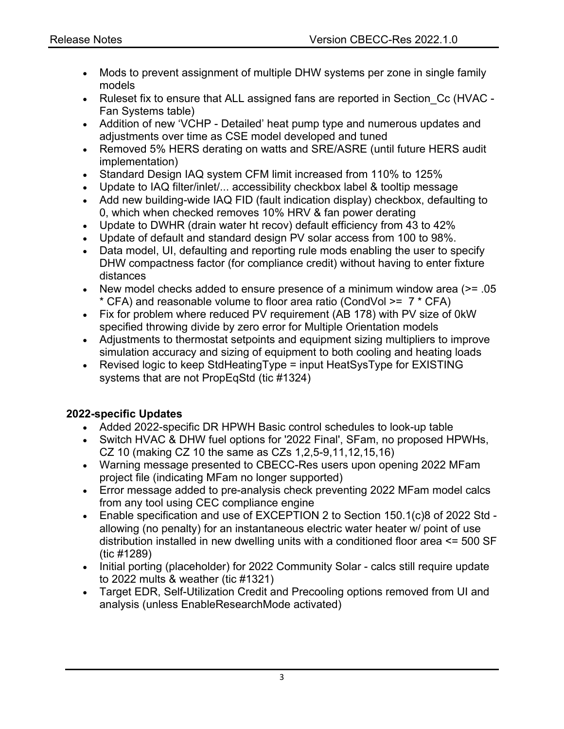- Mods to prevent assignment of multiple DHW systems per zone in single family models
- Ruleset fix to ensure that ALL assigned fans are reported in Section_Cc (HVAC - Fan Systems table)
- Addition of new 'VCHP - Detailed' heat pump type and numerous updates and adjustments over time as CSE model developed and tuned
- Removed 5% HERS derating on watts and SRE/ASRE (until future HERS audit implementation)
- Standard Design IAQ system CFM limit increased from 110% to 125%
- Update to IAQ filter/inlet/... accessibility checkbox label & tooltip message
- Add new building-wide IAQ FID (fault indication display) checkbox, defaulting to 0, which when checked removes 10% HRV & fan power derating
- Update to DWHR (drain water ht recov) default efficiency from 43 to 42%
- Update of default and standard design PV solar access from 100 to 98%.
- Data model, UI, defaulting and reporting rule mods enabling the user to specify DHW compactness factor (for compliance credit) without having to enter fixture distances
- New model checks added to ensure presence of a minimum window area (>= .05 * CFA) and reasonable volume to floor area ratio (CondVol >= 7 * CFA)
- Fix for problem where reduced PV requirement (AB 178) with PV size of 0kW specified throwing divide by zero error for Multiple Orientation models
- Adjustments to thermostat setpoints and equipment sizing multipliers to improve simulation accuracy and sizing of equipment to both cooling and heating loads
- Revised logic to keep StdHeatingType = input HeatSysType for EXISTING systems that are not PropEqStd (tic #1324)

**2022-specific Updates**

- Added 2022-specific DR HPWH Basic control schedules to look-up table
- Switch HVAC & DHW fuel options for '2022 Final', SFam, no proposed HPWHs, CZ 10 (making CZ 10 the same as CZs 1,2,5-9,11,12,15,16)
- Warning message presented to CBECC-Res users upon opening 2022 MFam project file (indicating MFam no longer supported)
- Error message added to pre-analysis check preventing 2022 MFam model calcs from any tool using CEC compliance engine
- Enable specification and use of EXCEPTION 2 to Section 150.1(c)8 of 2022 Std - allowing (no penalty) for an instantaneous electric water heater w/ point of use distribution installed in new dwelling units with a conditioned floor area <= 500 SF (tic #1289)
- Initial porting (placeholder) for 2022 Community Solar - calcs still require update to 2022 mults & weather (tic #1321)
- Target EDR, Self-Utilization Credit and Precooling options removed from UI and analysis (unless EnableResearchMode activated)